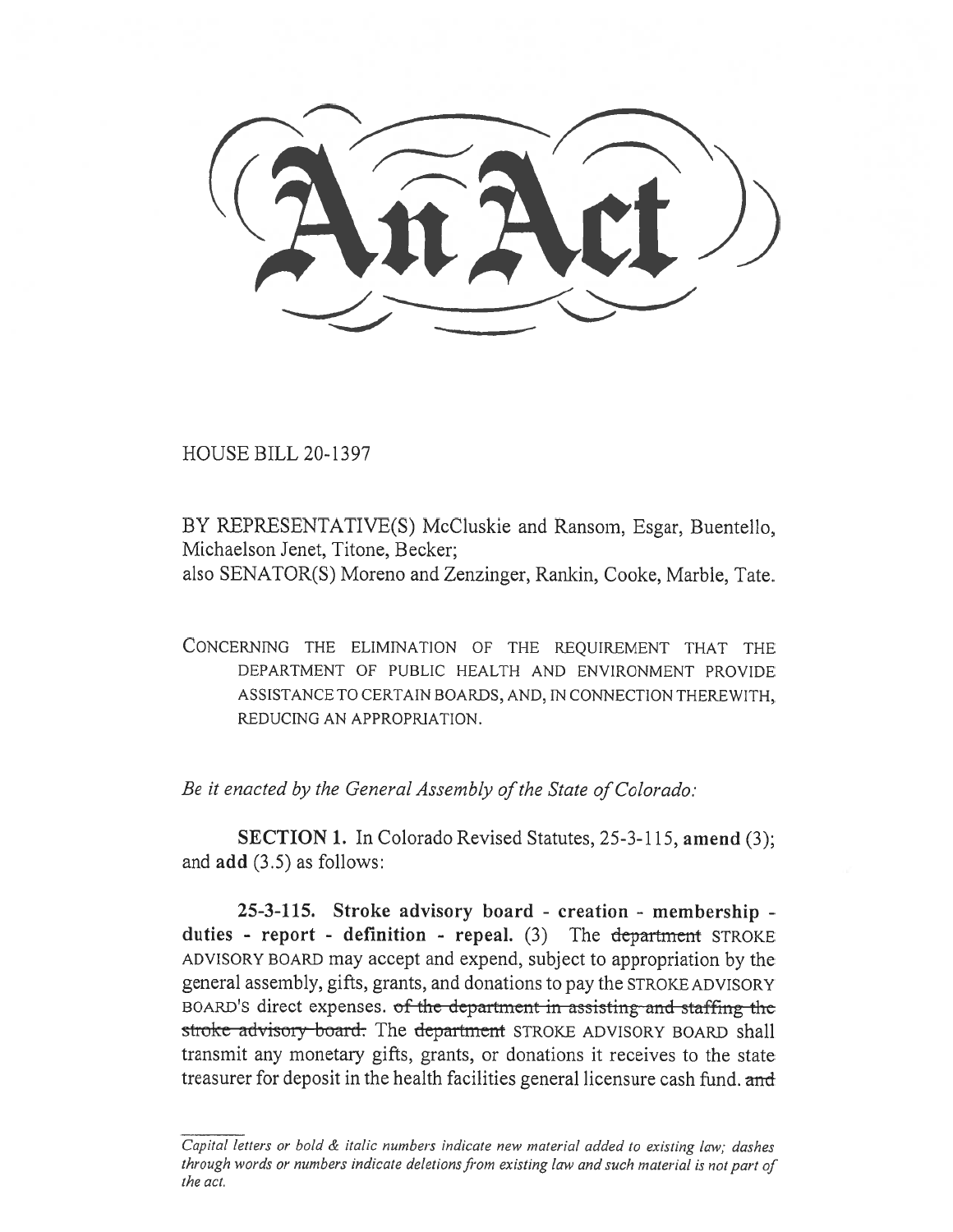# An Act

HOUSE BILL 20-1397

BY REPRESENTATIVE(S) McCluskie and Ransom, Esgar, Buentello, Michaelson Jenet, Titone, Becker;
also SENATOR(S) Moreno and Zenzinger, Rankin, Cooke, Marble, Tate.

CONCERNING THE ELIMINATION OF THE REQUIREMENT THAT THE DEPARTMENT OF PUBLIC HEALTH AND ENVIRONMENT PROVIDE ASSISTANCE TO CERTAIN BOARDS, AND, IN CONNECTION THEREWITH, REDUCING AN APPROPRIATION.

*Be it enacted by the General Assembly of the State of Colorado:*

**SECTION 1.** In Colorado Revised Statutes, 25-3-115, **amend** (3); and **add** (3.5) as follows:

**25-3-115. Stroke advisory board - creation - membership - duties - report - definition - repeal.** (3) The ~~department~~ STROKE ADVISORY BOARD may accept and expend, subject to appropriation by the general assembly, gifts, grants, and donations to pay the STROKE ADVISORY BOARD'S direct expenses. ~~of the department in assisting and staffing the stroke advisory board.~~ The ~~department~~ STROKE ADVISORY BOARD shall transmit any monetary gifts, grants, or donations it receives to the state treasurer for deposit in the health facilities general licensure cash fund. ~~and~~

*Capital letters or bold & italic numbers indicate new material added to existing law; dashes through words or numbers indicate deletions from existing law and such material is not part of the act.*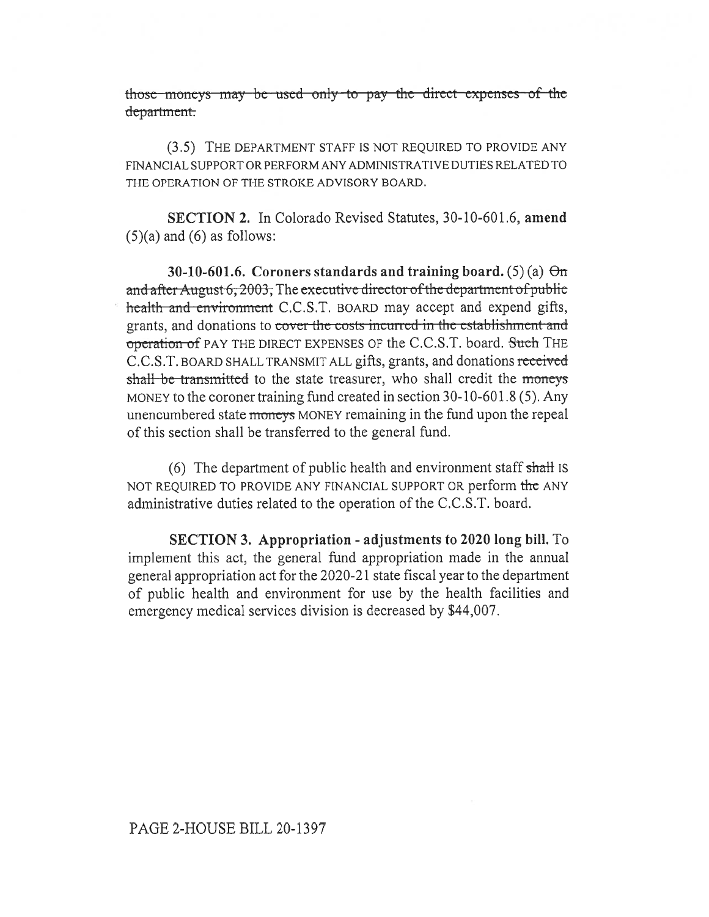~~those moneys may be used only to pay the direct expenses of the department.~~

(3.5) THE DEPARTMENT STAFF IS NOT REQUIRED TO PROVIDE ANY FINANCIAL SUPPORT OR PERFORM ANY ADMINISTRATIVE DUTIES RELATED TO THE OPERATION OF THE STROKE ADVISORY BOARD.

**SECTION 2.** In Colorado Revised Statutes, 30-10-601.6, **amend** (5)(a) and (6) as follows:

**30-10-601.6. Coroners standards and training board.** (5) (a) ~~On and after August 6, 2003,~~ The ~~executive director of the department of public health and environment~~ C.C.S.T. BOARD may accept and expend gifts, grants, and donations to ~~cover the costs incurred in the establishment and operation of~~ PAY THE DIRECT EXPENSES OF the C.C.S.T. board. ~~Such~~ THE C.C.S.T. BOARD SHALL TRANSMIT ALL gifts, grants, and donations ~~received shall be transmitted~~ to the state treasurer, who shall credit the ~~moneys~~ MONEY to the coroner training fund created in section 30-10-601.8 (5). Any unencumbered state ~~moneys~~ MONEY remaining in the fund upon the repeal of this section shall be transferred to the general fund.

(6) The department of public health and environment staff ~~shall~~ IS NOT REQUIRED TO PROVIDE ANY FINANCIAL SUPPORT OR perform ~~the~~ ANY administrative duties related to the operation of the C.C.S.T. board.

**SECTION 3. Appropriation - adjustments to 2020 long bill.** To implement this act, the general fund appropriation made in the annual general appropriation act for the 2020-21 state fiscal year to the department of public health and environment for use by the health facilities and emergency medical services division is decreased by $44,007.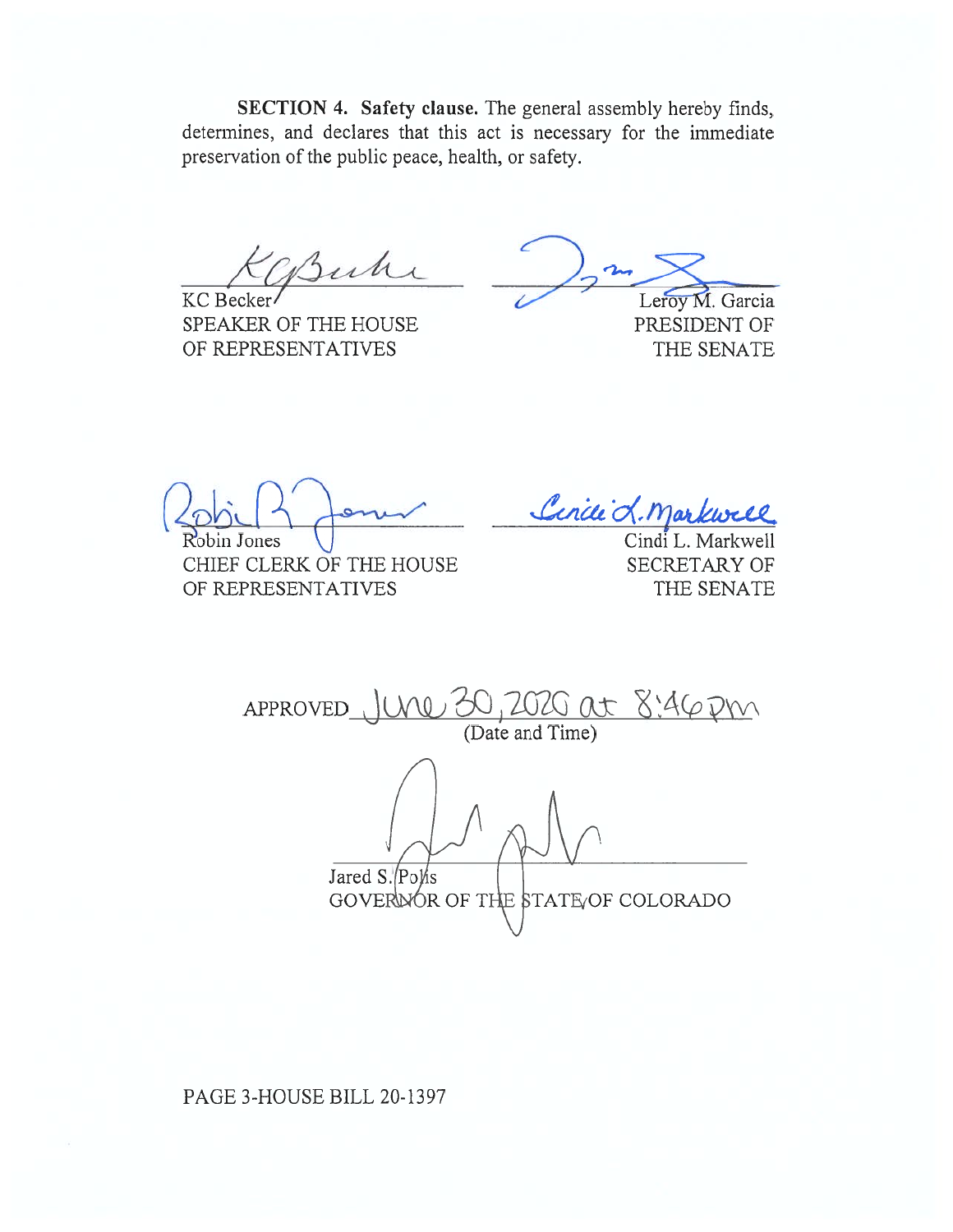**SECTION 4. Safety clause.** The general assembly hereby finds, determines, and declares that this act is necessary for the immediate preservation of the public peace, health, or safety.

KC Becker
SPEAKER OF THE HOUSE
OF REPRESENTATIVES

Leroy M. Garcia
PRESIDENT OF
THE SENATE

Robin Jones
CHIEF CLERK OF THE HOUSE
OF REPRESENTATIVES

Cindi L. Markwell
SECRETARY OF
THE SENATE

APPROVED June 30, 2020 at 8:46pm
(Date and Time)

Jared S. Polis
GOVERNOR OF THE STATE OF COLORADO

PAGE 3-HOUSE BILL 20-1397